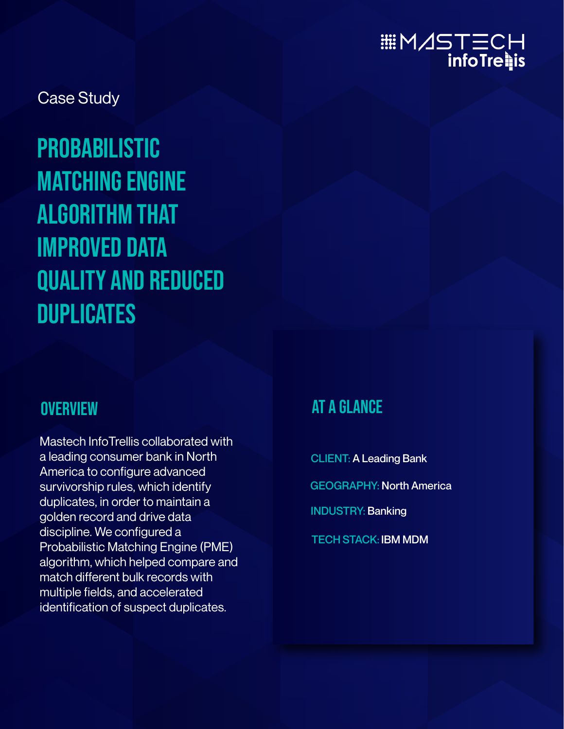Case Study

# PROBABILISTIC MATCHING ENGINE ALGORITHM THAT IMPROVED DATA QUALITY AND REDUCED DUPLICATES

## OVERVIEW

Mastech InfoTrellis collaborated with a leading consumer bank in North America to configure advanced survivorship rules, which identify duplicates, in order to maintain a golden record and drive data discipline. We configured a Probabilistic Matching Engine (PME) algorithm, which helped compare and match different bulk records with multiple fields, and accelerated identification of suspect duplicates.

## AT A GLANCE

CLIENT: A Leading Bank

GEOGRAPHY: North America

INDUSTRY: Banking

TECH STACK: IBM MDM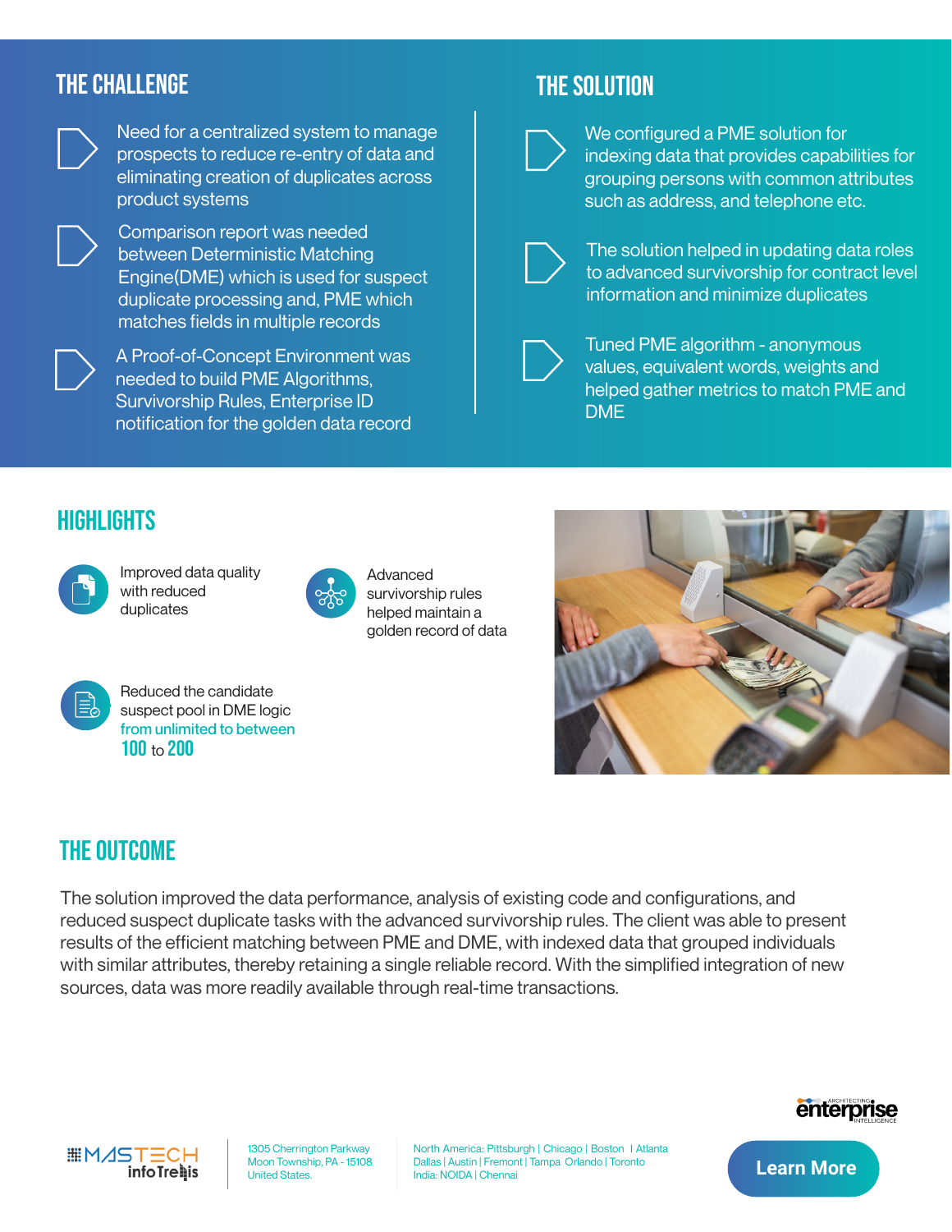## THE CHALLENGE

- Need for a centralized system to manage prospects to reduce re-entry of data and eliminating creation of duplicates across product systems
- Comparison report was needed between Deterministic Matching Engine(DME) which is used for suspect duplicate processing and, PME which matches fields in multiple records
- A Proof-of-Concept Environment was needed to build PME Algorithms, Survivorship Rules, Enterprise ID notification for the golden data record

## THE SOLUTION

- We configured a PME solution for indexing data that provides capabilities for grouping persons with common attributes such as address, and telephone etc.
- The solution helped in updating data roles to advanced survivorship for contract level information and minimize duplicates
- Tuned PME algorithm - anonymous values, equivalent words, weights and helped gather metrics to match PME and DME

## HIGHLIGHTS

- Improved data quality with reduced duplicates
- Advanced survivorship rules helped maintain a golden record of data
- Reduced the candidate suspect pool in DME logic from unlimited to between **100** to **200**

## THE OUTCOME

The solution improved the data performance, analysis of existing code and configurations, and reduced suspect duplicate tasks with the advanced survivorship rules. The client was able to present results of the efficient matching between PME and DME, with indexed data that grouped individuals with similar attributes, thereby retaining a single reliable record. With the simplified integration of new sources, data was more readily available through real-time transactions.

ARCHITECTING enterprise INTELLIGENCE

MASTECH infoTrellis

1305 Cherrington Parkway
Moon Township, PA - 15108
United States.

North America: Pittsburgh | Chicago | Boston | Atlanta
Dallas | Austin | Fremont | Tampa Orlando | Toronto
India: NOIDA | Chennai

Learn More